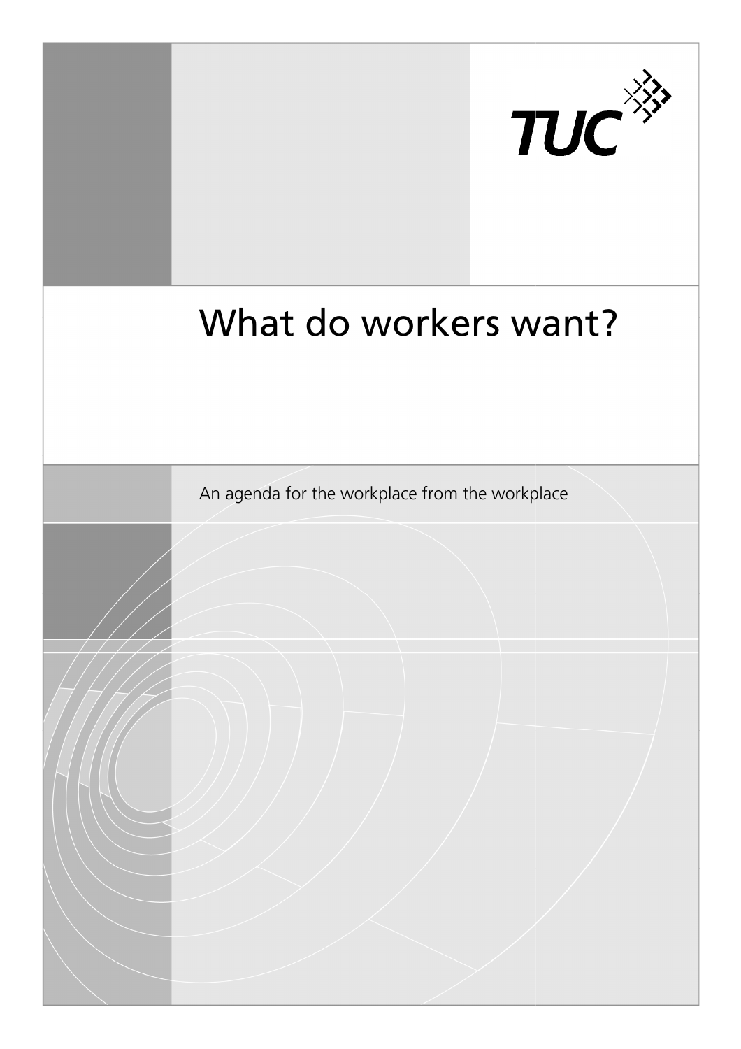TUC

# What do workers want?

An agenda for the workplace from the workplace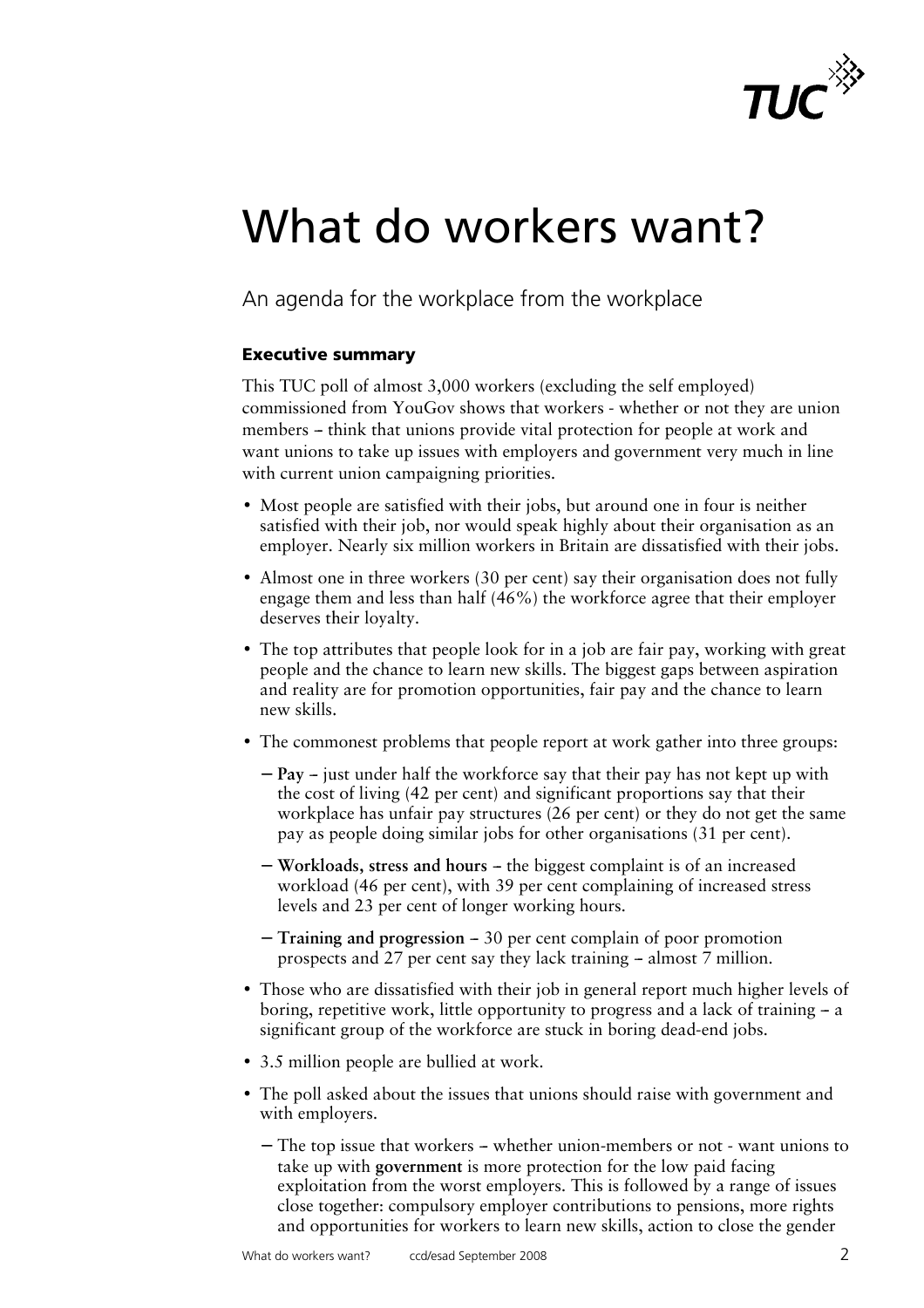# What do workers want?

An agenda for the workplace from the workplace

### Executive summary

This TUC poll of almost 3,000 workers (excluding the self employed) commissioned from YouGov shows that workers - whether or not they are union members – think that unions provide vital protection for people at work and want unions to take up issues with employers and government very much in line with current union campaigning priorities.

- Most people are satisfied with their jobs, but around one in four is neither satisfied with their job, nor would speak highly about their organisation as an employer. Nearly six million workers in Britain are dissatisfied with their jobs.
- Almost one in three workers (30 per cent) say their organisation does not fully engage them and less than half (46%) the workforce agree that their employer deserves their loyalty.
- The top attributes that people look for in a job are fair pay, working with great people and the chance to learn new skills. The biggest gaps between aspiration and reality are for promotion opportunities, fair pay and the chance to learn new skills.
- The commonest problems that people report at work gather into three groups:
  - **Pay** – just under half the workforce say that their pay has not kept up with the cost of living (42 per cent) and significant proportions say that their workplace has unfair pay structures (26 per cent) or they do not get the same pay as people doing similar jobs for other organisations (31 per cent).
  - **Workloads, stress and hours** – the biggest complaint is of an increased workload (46 per cent), with 39 per cent complaining of increased stress levels and 23 per cent of longer working hours.
  - **Training and progression** – 30 per cent complain of poor promotion prospects and 27 per cent say they lack training – almost 7 million.
- Those who are dissatisfied with their job in general report much higher levels of boring, repetitive work, little opportunity to progress and a lack of training – a significant group of the workforce are stuck in boring dead-end jobs.
- 3.5 million people are bullied at work.
- The poll asked about the issues that unions should raise with government and with employers.
  - The top issue that workers – whether union-members or not - want unions to take up with **government** is more protection for the low paid facing exploitation from the worst employers. This is followed by a range of issues close together: compulsory employer contributions to pensions, more rights and opportunities for workers to learn new skills, action to close the gender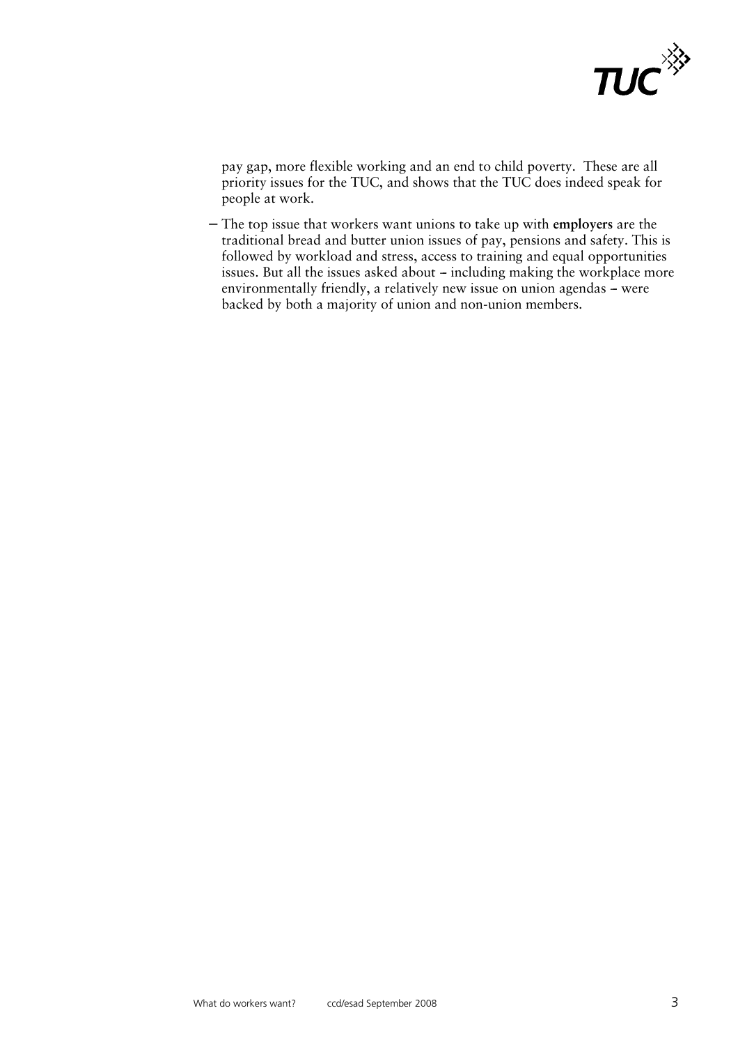pay gap, more flexible working and an end to child poverty. These are all priority issues for the TUC, and shows that the TUC does indeed speak for people at work.

– The top issue that workers want unions to take up with **employers** are the traditional bread and butter union issues of pay, pensions and safety. This is followed by workload and stress, access to training and equal opportunities issues. But all the issues asked about – including making the workplace more environmentally friendly, a relatively new issue on union agendas – were backed by both a majority of union and non-union members.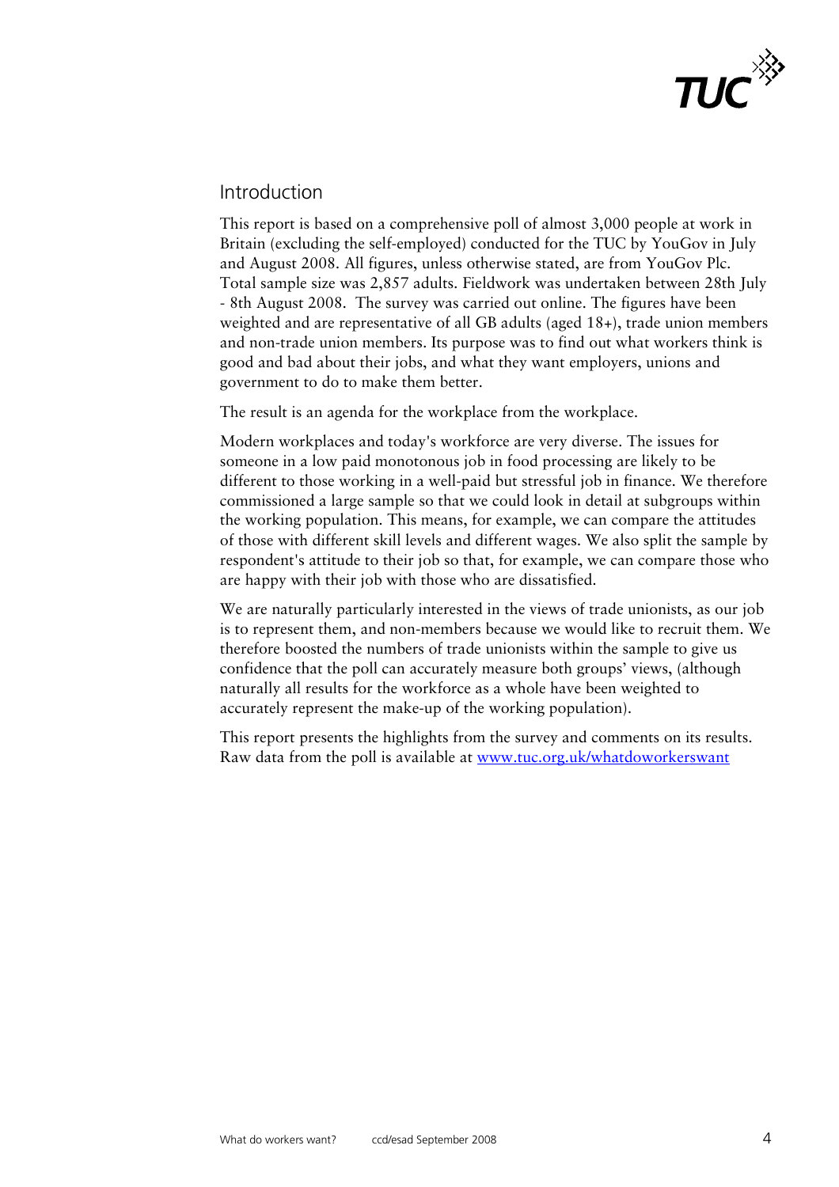## Introduction

This report is based on a comprehensive poll of almost 3,000 people at work in Britain (excluding the self-employed) conducted for the TUC by YouGov in July and August 2008. All figures, unless otherwise stated, are from YouGov Plc. Total sample size was 2,857 adults. Fieldwork was undertaken between 28th July - 8th August 2008. The survey was carried out online. The figures have been weighted and are representative of all GB adults (aged 18+), trade union members and non-trade union members. Its purpose was to find out what workers think is good and bad about their jobs, and what they want employers, unions and government to do to make them better.

The result is an agenda for the workplace from the workplace.

Modern workplaces and today's workforce are very diverse. The issues for someone in a low paid monotonous job in food processing are likely to be different to those working in a well-paid but stressful job in finance. We therefore commissioned a large sample so that we could look in detail at subgroups within the working population. This means, for example, we can compare the attitudes of those with different skill levels and different wages. We also split the sample by respondent's attitude to their job so that, for example, we can compare those who are happy with their job with those who are dissatisfied.

We are naturally particularly interested in the views of trade unionists, as our job is to represent them, and non-members because we would like to recruit them. We therefore boosted the numbers of trade unionists within the sample to give us confidence that the poll can accurately measure both groups' views, (although naturally all results for the workforce as a whole have been weighted to accurately represent the make-up of the working population).

This report presents the highlights from the survey and comments on its results. Raw data from the poll is available at [www.tuc.org.uk/whatdoworkerswant](http://www.tuc.org.uk/whatdoworkerswant)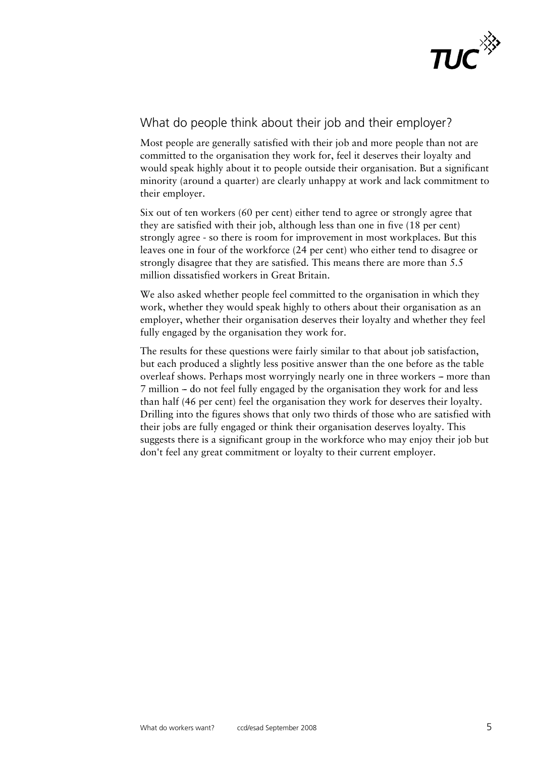## What do people think about their job and their employer?

Most people are generally satisfied with their job and more people than not are committed to the organisation they work for, feel it deserves their loyalty and would speak highly about it to people outside their organisation. But a significant minority (around a quarter) are clearly unhappy at work and lack commitment to their employer.

Six out of ten workers (60 per cent) either tend to agree or strongly agree that they are satisfied with their job, although less than one in five (18 per cent) strongly agree - so there is room for improvement in most workplaces. But this leaves one in four of the workforce (24 per cent) who either tend to disagree or strongly disagree that they are satisfied. This means there are more than 5.5 million dissatisfied workers in Great Britain.

We also asked whether people feel committed to the organisation in which they work, whether they would speak highly to others about their organisation as an employer, whether their organisation deserves their loyalty and whether they feel fully engaged by the organisation they work for.

The results for these questions were fairly similar to that about job satisfaction, but each produced a slightly less positive answer than the one before as the table overleaf shows. Perhaps most worryingly nearly one in three workers – more than 7 million – do not feel fully engaged by the organisation they work for and less than half (46 per cent) feel the organisation they work for deserves their loyalty. Drilling into the figures shows that only two thirds of those who are satisfied with their jobs are fully engaged or think their organisation deserves loyalty. This suggests there is a significant group in the workforce who may enjoy their job but don't feel any great commitment or loyalty to their current employer.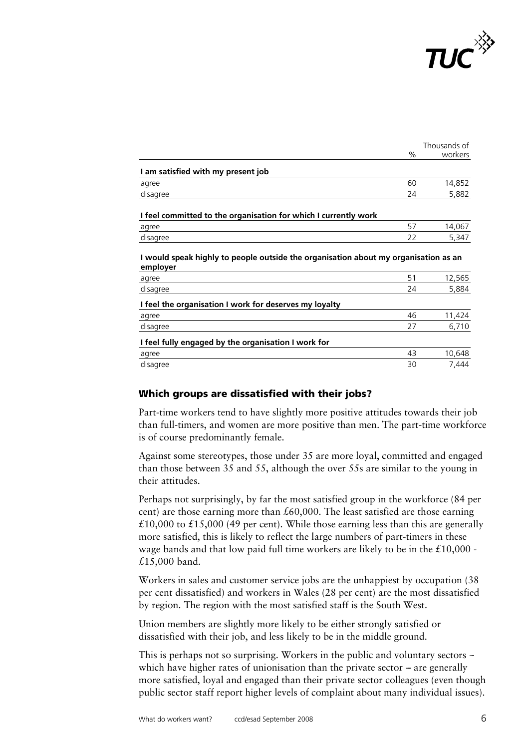| | % | Thousands of workers |
|---|---|---|
| **I am satisfied with my present job** | | |
| agree | 60 | 14,852 |
| disagree | 24 | 5,882 |
| **I feel committed to the organisation for which I currently work** | | |
| agree | 57 | 14,067 |
| disagree | 22 | 5,347 |
| **I would speak highly to people outside the organisation about my organisation as an employer** | | |
| agree | 51 | 12,565 |
| disagree | 24 | 5,884 |
| **I feel the organisation I work for deserves my loyalty** | | |
| agree | 46 | 11,424 |
| disagree | 27 | 6,710 |
| **I feel fully engaged by the organisation I work for** | | |
| agree | 43 | 10,648 |
| disagree | 30 | 7,444 |

### Which groups are dissatisfied with their jobs?

Part-time workers tend to have slightly more positive attitudes towards their job than full-timers, and women are more positive than men. The part-time workforce is of course predominantly female.

Against some stereotypes, those under 35 are more loyal, committed and engaged than those between 35 and 55, although the over 55s are similar to the young in their attitudes.

Perhaps not surprisingly, by far the most satisfied group in the workforce (84 per cent) are those earning more than £60,000. The least satisfied are those earning £10,000 to £15,000 (49 per cent). While those earning less than this are generally more satisfied, this is likely to reflect the large numbers of part-timers in these wage bands and that low paid full time workers are likely to be in the £10,000 - £15,000 band.

Workers in sales and customer service jobs are the unhappiest by occupation (38 per cent dissatisfied) and workers in Wales (28 per cent) are the most dissatisfied by region. The region with the most satisfied staff is the South West.

Union members are slightly more likely to be either strongly satisfied or dissatisfied with their job, and less likely to be in the middle ground.

This is perhaps not so surprising. Workers in the public and voluntary sectors – which have higher rates of unionisation than the private sector – are generally more satisfied, loyal and engaged than their private sector colleagues (even though public sector staff report higher levels of complaint about many individual issues).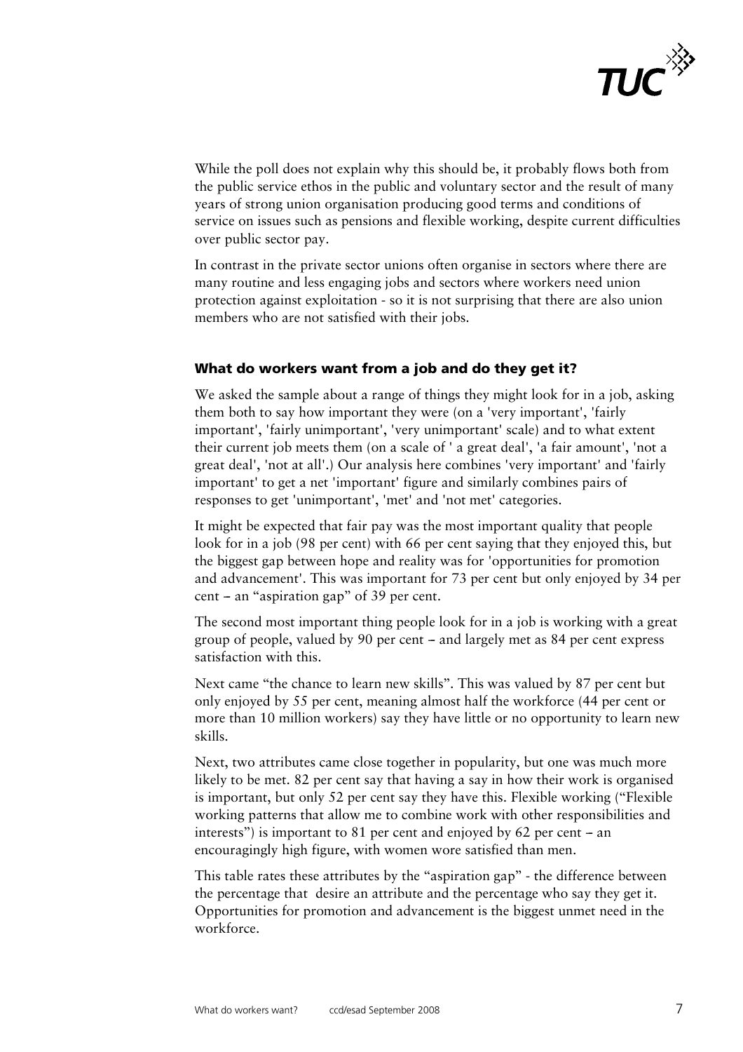While the poll does not explain why this should be, it probably flows both from the public service ethos in the public and voluntary sector and the result of many years of strong union organisation producing good terms and conditions of service on issues such as pensions and flexible working, despite current difficulties over public sector pay.

In contrast in the private sector unions often organise in sectors where there are many routine and less engaging jobs and sectors where workers need union protection against exploitation - so it is not surprising that there are also union members who are not satisfied with their jobs.

### What do workers want from a job and do they get it?

We asked the sample about a range of things they might look for in a job, asking them both to say how important they were (on a 'very important', 'fairly important', 'fairly unimportant', 'very unimportant' scale) and to what extent their current job meets them (on a scale of ' a great deal', 'a fair amount', 'not a great deal', 'not at all'.) Our analysis here combines 'very important' and 'fairly important' to get a net 'important' figure and similarly combines pairs of responses to get 'unimportant', 'met' and 'not met' categories.

It might be expected that fair pay was the most important quality that people look for in a job (98 per cent) with 66 per cent saying that they enjoyed this, but the biggest gap between hope and reality was for 'opportunities for promotion and advancement'. This was important for 73 per cent but only enjoyed by 34 per cent – an "aspiration gap" of 39 per cent.

The second most important thing people look for in a job is working with a great group of people, valued by 90 per cent – and largely met as 84 per cent express satisfaction with this.

Next came "the chance to learn new skills". This was valued by 87 per cent but only enjoyed by 55 per cent, meaning almost half the workforce (44 per cent or more than 10 million workers) say they have little or no opportunity to learn new skills.

Next, two attributes came close together in popularity, but one was much more likely to be met. 82 per cent say that having a say in how their work is organised is important, but only 52 per cent say they have this. Flexible working ("Flexible working patterns that allow me to combine work with other responsibilities and interests") is important to 81 per cent and enjoyed by 62 per cent – an encouragingly high figure, with women wore satisfied than men.

This table rates these attributes by the "aspiration gap" - the difference between the percentage that desire an attribute and the percentage who say they get it. Opportunities for promotion and advancement is the biggest unmet need in the workforce.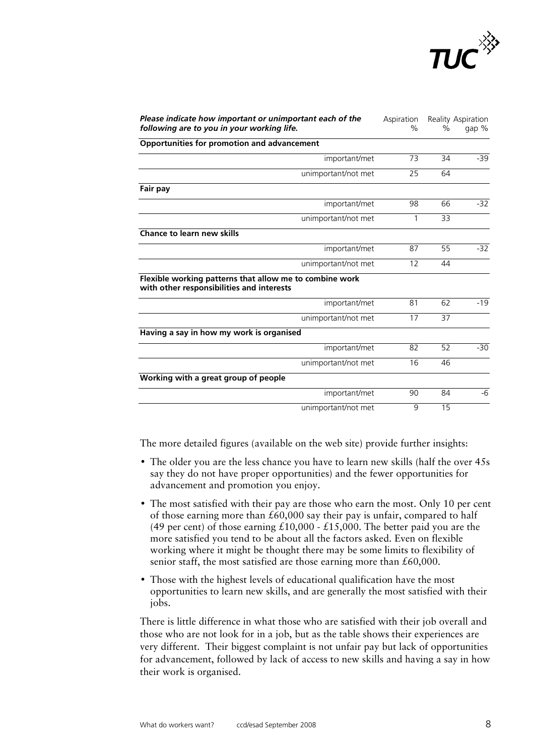| *Please indicate how important or unimportant each of the following are to you in your working life.* | Aspiration % | Reality % | Aspiration gap % |
|---|---|---|---|
| **Opportunities for promotion and advancement** | | | |
| important/met | 73 | 34 | -39 |
| unimportant/not met | 25 | 64 | |
| **Fair pay** | | | |
| important/met | 98 | 66 | -32 |
| unimportant/not met | 1 | 33 | |
| **Chance to learn new skills** | | | |
| important/met | 87 | 55 | -32 |
| unimportant/not met | 12 | 44 | |
| **Flexible working patterns that allow me to combine work with other responsibilities and interests** | | | |
| important/met | 81 | 62 | -19 |
| unimportant/not met | 17 | 37 | |
| **Having a say in how my work is organised** | | | |
| important/met | 82 | 52 | -30 |
| unimportant/not met | 16 | 46 | |
| **Working with a great group of people** | | | |
| important/met | 90 | 84 | -6 |
| unimportant/not met | 9 | 15 | |

The more detailed figures (available on the web site) provide further insights:

- The older you are the less chance you have to learn new skills (half the over 45s say they do not have proper opportunities) and the fewer opportunities for advancement and promotion you enjoy.
- The most satisfied with their pay are those who earn the most. Only 10 per cent of those earning more than £60,000 say their pay is unfair, compared to half (49 per cent) of those earning £10,000 - £15,000. The better paid you are the more satisfied you tend to be about all the factors asked. Even on flexible working where it might be thought there may be some limits to flexibility of senior staff, the most satisfied are those earning more than £60,000.
- Those with the highest levels of educational qualification have the most opportunities to learn new skills, and are generally the most satisfied with their jobs.

There is little difference in what those who are satisfied with their job overall and those who are not look for in a job, but as the table shows their experiences are very different. Their biggest complaint is not unfair pay but lack of opportunities for advancement, followed by lack of access to new skills and having a say in how their work is organised.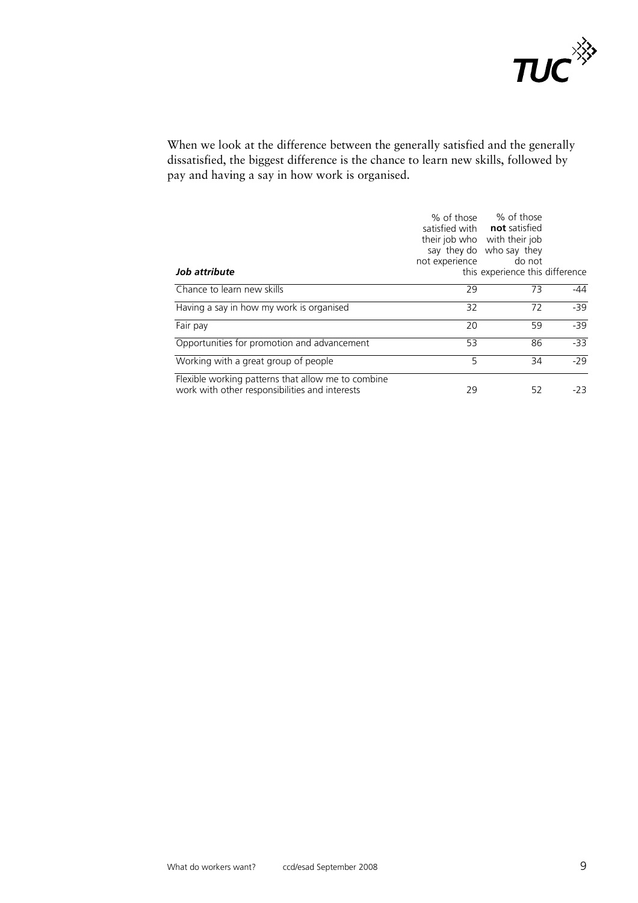When we look at the difference between the generally satisfied and the generally dissatisfied, the biggest difference is the chance to learn new skills, followed by pay and having a say in how work is organised.

| ***Job attribute*** | % of those satisfied with their job who say they do not experience this experience | % of those **not** satisfied with their job who say they do not experience this experience | this difference |
|---|---|---|---|
| Chance to learn new skills | 29 | 73 | -44 |
| Having a say in how my work is organised | 32 | 72 | -39 |
| Fair pay | 20 | 59 | -39 |
| Opportunities for promotion and advancement | 53 | 86 | -33 |
| Working with a great group of people | 5 | 34 | -29 |
| Flexible working patterns that allow me to combine work with other responsibilities and interests | 29 | 52 | -23 |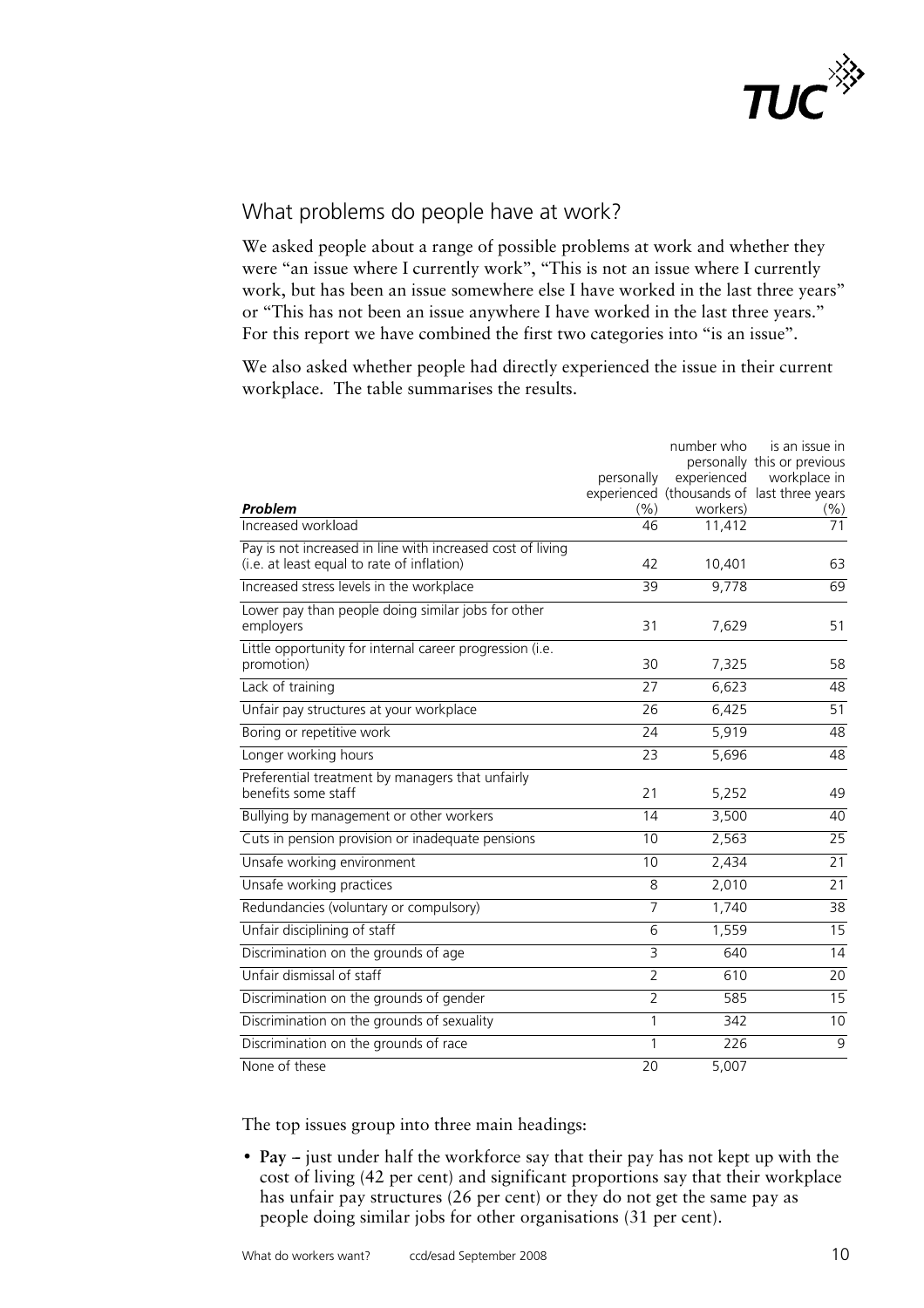## What problems do people have at work?

We asked people about a range of possible problems at work and whether they were "an issue where I currently work", "This is not an issue where I currently work, but has been an issue somewhere else I have worked in the last three years" or "This has not been an issue anywhere I have worked in the last three years." For this report we have combined the first two categories into "is an issue".

We also asked whether people had directly experienced the issue in their current workplace. The table summarises the results.

| *Problem* | personally experienced (%) | number who personally experienced (thousands of workers) | is an issue in this or previous workplace in last three years (%) |
|---|---|---|---|
| Increased workload | 46 | 11,412 | 71 |
| Pay is not increased in line with increased cost of living (i.e. at least equal to rate of inflation) | 42 | 10,401 | 63 |
| Increased stress levels in the workplace | 39 | 9,778 | 69 |
| Lower pay than people doing similar jobs for other employers | 31 | 7,629 | 51 |
| Little opportunity for internal career progression (i.e. promotion) | 30 | 7,325 | 58 |
| Lack of training | 27 | 6,623 | 48 |
| Unfair pay structures at your workplace | 26 | 6,425 | 51 |
| Boring or repetitive work | 24 | 5,919 | 48 |
| Longer working hours | 23 | 5,696 | 48 |
| Preferential treatment by managers that unfairly benefits some staff | 21 | 5,252 | 49 |
| Bullying by management or other workers | 14 | 3,500 | 40 |
| Cuts in pension provision or inadequate pensions | 10 | 2,563 | 25 |
| Unsafe working environment | 10 | 2,434 | 21 |
| Unsafe working practices | 8 | 2,010 | 21 |
| Redundancies (voluntary or compulsory) | 7 | 1,740 | 38 |
| Unfair disciplining of staff | 6 | 1,559 | 15 |
| Discrimination on the grounds of age | 3 | 640 | 14 |
| Unfair dismissal of staff | 2 | 610 | 20 |
| Discrimination on the grounds of gender | 2 | 585 | 15 |
| Discrimination on the grounds of sexuality | 1 | 342 | 10 |
| Discrimination on the grounds of race | 1 | 226 | 9 |
| None of these | 20 | 5,007 | |

The top issues group into three main headings:

- **Pay** – just under half the workforce say that their pay has not kept up with the cost of living (42 per cent) and significant proportions say that their workplace has unfair pay structures (26 per cent) or they do not get the same pay as people doing similar jobs for other organisations (31 per cent).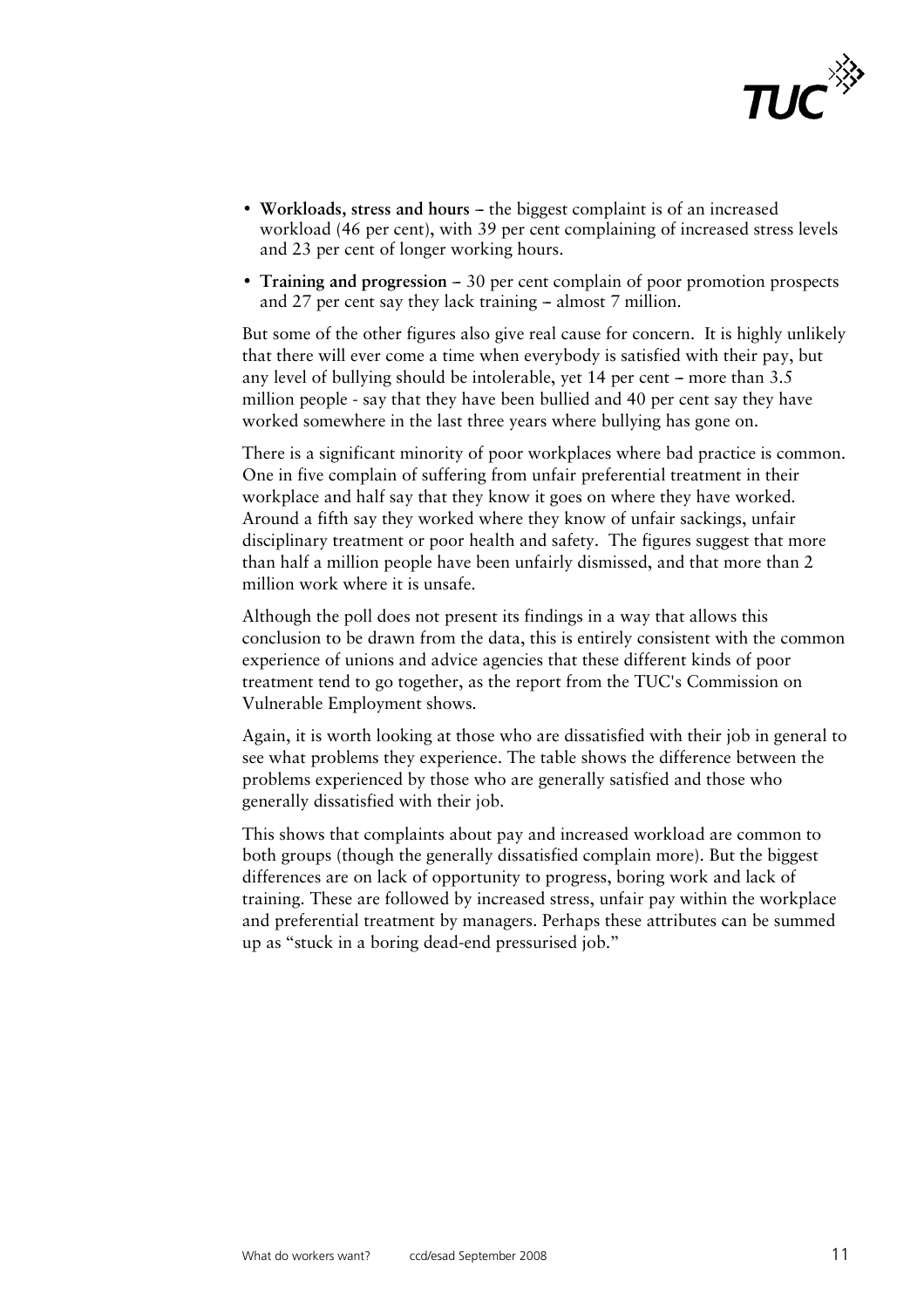- **Workloads, stress and hours** – the biggest complaint is of an increased workload (46 per cent), with 39 per cent complaining of increased stress levels and 23 per cent of longer working hours.
- **Training and progression** – 30 per cent complain of poor promotion prospects and 27 per cent say they lack training – almost 7 million.

But some of the other figures also give real cause for concern. It is highly unlikely that there will ever come a time when everybody is satisfied with their pay, but any level of bullying should be intolerable, yet 14 per cent – more than 3.5 million people - say that they have been bullied and 40 per cent say they have worked somewhere in the last three years where bullying has gone on.

There is a significant minority of poor workplaces where bad practice is common. One in five complain of suffering from unfair preferential treatment in their workplace and half say that they know it goes on where they have worked. Around a fifth say they worked where they know of unfair sackings, unfair disciplinary treatment or poor health and safety. The figures suggest that more than half a million people have been unfairly dismissed, and that more than 2 million work where it is unsafe.

Although the poll does not present its findings in a way that allows this conclusion to be drawn from the data, this is entirely consistent with the common experience of unions and advice agencies that these different kinds of poor treatment tend to go together, as the report from the TUC's Commission on Vulnerable Employment shows.

Again, it is worth looking at those who are dissatisfied with their job in general to see what problems they experience. The table shows the difference between the problems experienced by those who are generally satisfied and those who generally dissatisfied with their job.

This shows that complaints about pay and increased workload are common to both groups (though the generally dissatisfied complain more). But the biggest differences are on lack of opportunity to progress, boring work and lack of training. These are followed by increased stress, unfair pay within the workplace and preferential treatment by managers. Perhaps these attributes can be summed up as "stuck in a boring dead-end pressurised job."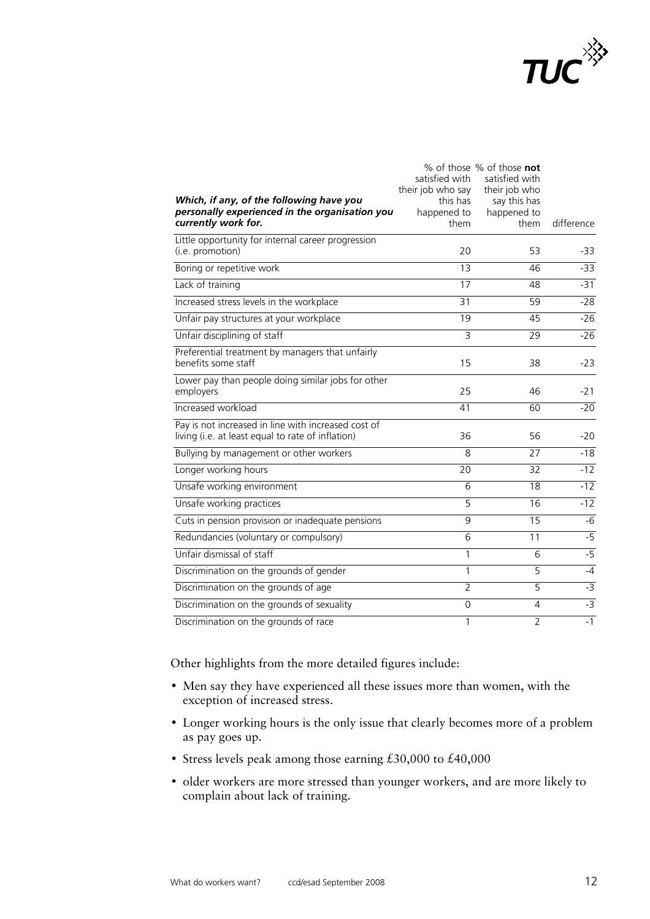| *Which, if any, of the following have you personally experienced in the organisation you currently work for.* | % of those satisfied with their job who say this has happened to them | % of those **not** satisfied with their job who say this has happened to them | difference |
|---|---|---|---|
| Little opportunity for internal career progression (i.e. promotion) | 20 | 53 | -33 |
| Boring or repetitive work | 13 | 46 | -33 |
| Lack of training | 17 | 48 | -31 |
| Increased stress levels in the workplace | 31 | 59 | -28 |
| Unfair pay structures at your workplace | 19 | 45 | -26 |
| Unfair disciplining of staff | 3 | 29 | -26 |
| Preferential treatment by managers that unfairly benefits some staff | 15 | 38 | -23 |
| Lower pay than people doing similar jobs for other employers | 25 | 46 | -21 |
| Increased workload | 41 | 60 | -20 |
| Pay is not increased in line with increased cost of living (i.e. at least equal to rate of inflation) | 36 | 56 | -20 |
| Bullying by management or other workers | 8 | 27 | -18 |
| Longer working hours | 20 | 32 | -12 |
| Unsafe working environment | 6 | 18 | -12 |
| Unsafe working practices | 5 | 16 | -12 |
| Cuts in pension provision or inadequate pensions | 9 | 15 | -6 |
| Redundancies (voluntary or compulsory) | 6 | 11 | -5 |
| Unfair dismissal of staff | 1 | 6 | -5 |
| Discrimination on the grounds of gender | 1 | 5 | -4 |
| Discrimination on the grounds of age | 2 | 5 | -3 |
| Discrimination on the grounds of sexuality | 0 | 4 | -3 |
| Discrimination on the grounds of race | 1 | 2 | -1 |

Other highlights from the more detailed figures include:

- Men say they have experienced all these issues more than women, with the exception of increased stress.
- Longer working hours is the only issue that clearly becomes more of a problem as pay goes up.
- Stress levels peak among those earning £30,000 to £40,000
- older workers are more stressed than younger workers, and are more likely to complain about lack of training.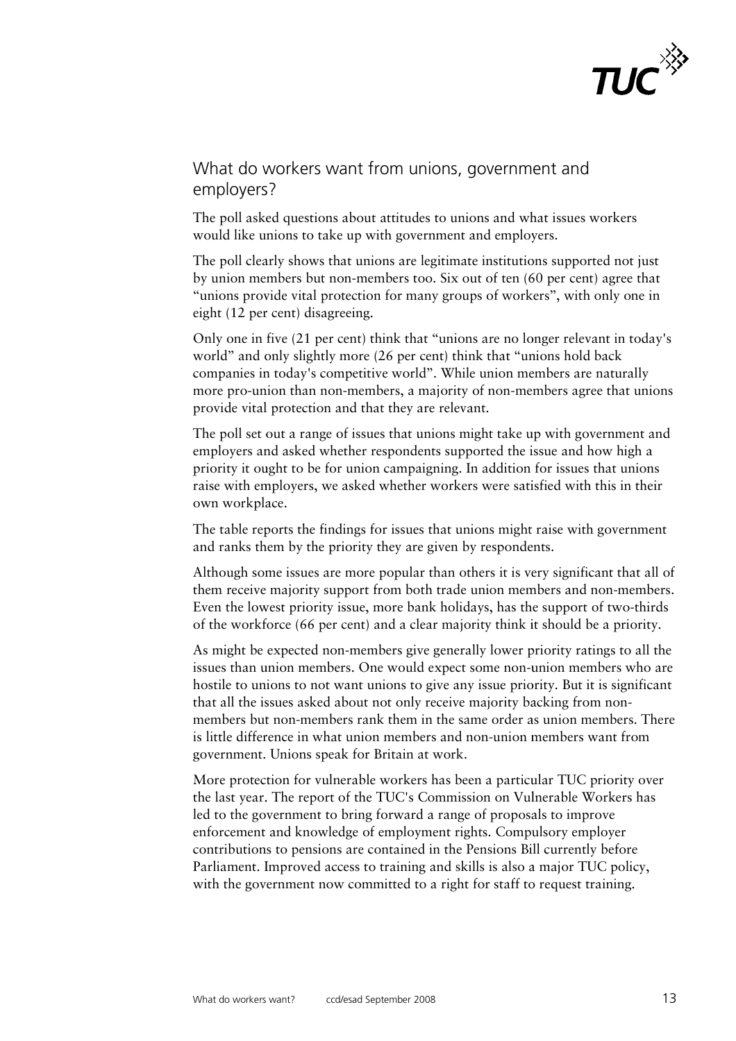## What do workers want from unions, government and employers?

The poll asked questions about attitudes to unions and what issues workers would like unions to take up with government and employers.

The poll clearly shows that unions are legitimate institutions supported not just by union members but non-members too. Six out of ten (60 per cent) agree that "unions provide vital protection for many groups of workers", with only one in eight (12 per cent) disagreeing.

Only one in five (21 per cent) think that "unions are no longer relevant in today's world" and only slightly more (26 per cent) think that "unions hold back companies in today's competitive world". While union members are naturally more pro-union than non-members, a majority of non-members agree that unions provide vital protection and that they are relevant.

The poll set out a range of issues that unions might take up with government and employers and asked whether respondents supported the issue and how high a priority it ought to be for union campaigning. In addition for issues that unions raise with employers, we asked whether workers were satisfied with this in their own workplace.

The table reports the findings for issues that unions might raise with government and ranks them by the priority they are given by respondents.

Although some issues are more popular than others it is very significant that all of them receive majority support from both trade union members and non-members. Even the lowest priority issue, more bank holidays, has the support of two-thirds of the workforce (66 per cent) and a clear majority think it should be a priority.

As might be expected non-members give generally lower priority ratings to all the issues than union members. One would expect some non-union members who are hostile to unions to not want unions to give any issue priority. But it is significant that all the issues asked about not only receive majority backing from non-members but non-members rank them in the same order as union members. There is little difference in what union members and non-union members want from government. Unions speak for Britain at work.

More protection for vulnerable workers has been a particular TUC priority over the last year. The report of the TUC's Commission on Vulnerable Workers has led to the government to bring forward a range of proposals to improve enforcement and knowledge of employment rights. Compulsory employer contributions to pensions are contained in the Pensions Bill currently before Parliament. Improved access to training and skills is also a major TUC policy, with the government now committed to a right for staff to request training.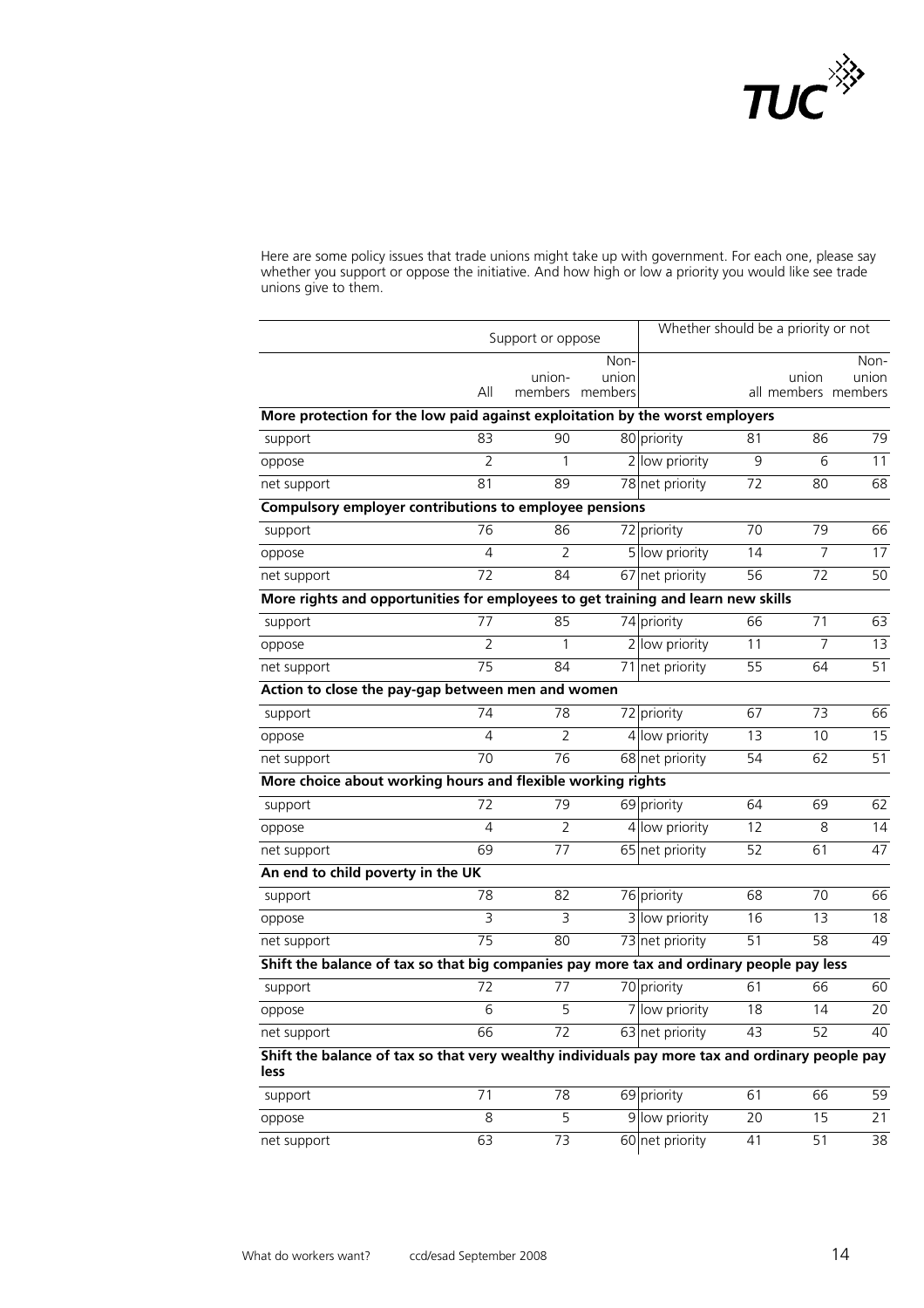Here are some policy issues that trade unions might take up with government. For each one, please say whether you support or oppose the initiative. And how high or low a priority you would like see trade unions give to them.

| Support or oppose | | | | Whether should be a priority or not | | | |
|---|---|---|---|---|---|---|---|
| | All | union-members | Non-union members | | all | union members | Non-union members |
| **More protection for the low paid against exploitation by the worst employers** | | | | | | | |
| support | 83 | 90 | 80 | priority | 81 | 86 | 79 |
| oppose | 2 | 1 | 2 | low priority | 9 | 6 | 11 |
| net support | 81 | 89 | 78 | net priority | 72 | 80 | 68 |
| **Compulsory employer contributions to employee pensions** | | | | | | | |
| support | 76 | 86 | 72 | priority | 70 | 79 | 66 |
| oppose | 4 | 2 | 5 | low priority | 14 | 7 | 17 |
| net support | 72 | 84 | 67 | net priority | 56 | 72 | 50 |
| **More rights and opportunities for employees to get training and learn new skills** | | | | | | | |
| support | 77 | 85 | 74 | priority | 66 | 71 | 63 |
| oppose | 2 | 1 | 2 | low priority | 11 | 7 | 13 |
| net support | 75 | 84 | 71 | net priority | 55 | 64 | 51 |
| **Action to close the pay-gap between men and women** | | | | | | | |
| support | 74 | 78 | 72 | priority | 67 | 73 | 66 |
| oppose | 4 | 2 | 4 | low priority | 13 | 10 | 15 |
| net support | 70 | 76 | 68 | net priority | 54 | 62 | 51 |
| **More choice about working hours and flexible working rights** | | | | | | | |
| support | 72 | 79 | 69 | priority | 64 | 69 | 62 |
| oppose | 4 | 2 | 4 | low priority | 12 | 8 | 14 |
| net support | 69 | 77 | 65 | net priority | 52 | 61 | 47 |
| **An end to child poverty in the UK** | | | | | | | |
| support | 78 | 82 | 76 | priority | 68 | 70 | 66 |
| oppose | 3 | 3 | 3 | low priority | 16 | 13 | 18 |
| net support | 75 | 80 | 73 | net priority | 51 | 58 | 49 |
| **Shift the balance of tax so that big companies pay more tax and ordinary people pay less** | | | | | | | |
| support | 72 | 77 | 70 | priority | 61 | 66 | 60 |
| oppose | 6 | 5 | 7 | low priority | 18 | 14 | 20 |
| net support | 66 | 72 | 63 | net priority | 43 | 52 | 40 |
| **Shift the balance of tax so that very wealthy individuals pay more tax and ordinary people pay less** | | | | | | | |
| support | 71 | 78 | 69 | priority | 61 | 66 | 59 |
| oppose | 8 | 5 | 9 | low priority | 20 | 15 | 21 |
| net support | 63 | 73 | 60 | net priority | 41 | 51 | 38 |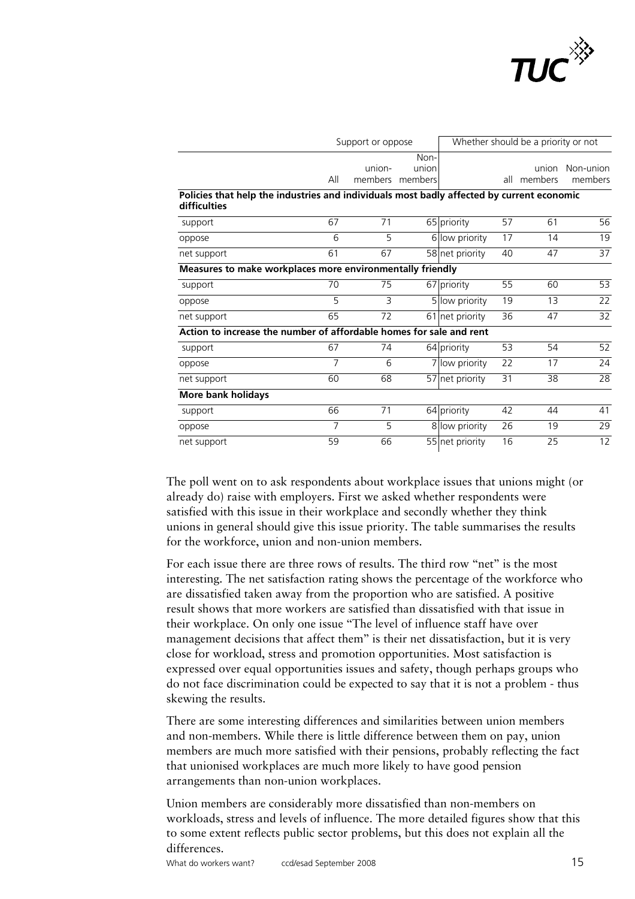| | Support or oppose | | | Whether should be a priority or not | | | |
|---|---|---|---|---|---|---|---|
| | All | union-members | Non-union members | | all | union members | Non-union members |
| **Policies that help the industries and individuals most badly affected by current economic difficulties** | | | | | | | |
| support | 67 | 71 | 65 | priority | 57 | 61 | 56 |
| oppose | 6 | 5 | 6 | low priority | 17 | 14 | 19 |
| net support | 61 | 67 | 58 | net priority | 40 | 47 | 37 |
| **Measures to make workplaces more environmentally friendly** | | | | | | | |
| support | 70 | 75 | 67 | priority | 55 | 60 | 53 |
| oppose | 5 | 3 | 5 | low priority | 19 | 13 | 22 |
| net support | 65 | 72 | 61 | net priority | 36 | 47 | 32 |
| **Action to increase the number of affordable homes for sale and rent** | | | | | | | |
| support | 67 | 74 | 64 | priority | 53 | 54 | 52 |
| oppose | 7 | 6 | 7 | low priority | 22 | 17 | 24 |
| net support | 60 | 68 | 57 | net priority | 31 | 38 | 28 |
| **More bank holidays** | | | | | | | |
| support | 66 | 71 | 64 | priority | 42 | 44 | 41 |
| oppose | 7 | 5 | 8 | low priority | 26 | 19 | 29 |
| net support | 59 | 66 | 55 | net priority | 16 | 25 | 12 |

The poll went on to ask respondents about workplace issues that unions might (or already do) raise with employers. First we asked whether respondents were satisfied with this issue in their workplace and secondly whether they think unions in general should give this issue priority. The table summarises the results for the workforce, union and non-union members.

For each issue there are three rows of results. The third row "net" is the most interesting. The net satisfaction rating shows the percentage of the workforce who are dissatisfied taken away from the proportion who are satisfied. A positive result shows that more workers are satisfied than dissatisfied with that issue in their workplace. On only one issue "The level of influence staff have over management decisions that affect them" is their net dissatisfaction, but it is very close for workload, stress and promotion opportunities. Most satisfaction is expressed over equal opportunities issues and safety, though perhaps groups who do not face discrimination could be expected to say that it is not a problem - thus skewing the results.

There are some interesting differences and similarities between union members and non-members. While there is little difference between them on pay, union members are much more satisfied with their pensions, probably reflecting the fact that unionised workplaces are much more likely to have good pension arrangements than non-union workplaces.

Union members are considerably more dissatisfied than non-members on workloads, stress and levels of influence. The more detailed figures show that this to some extent reflects public sector problems, but this does not explain all the differences.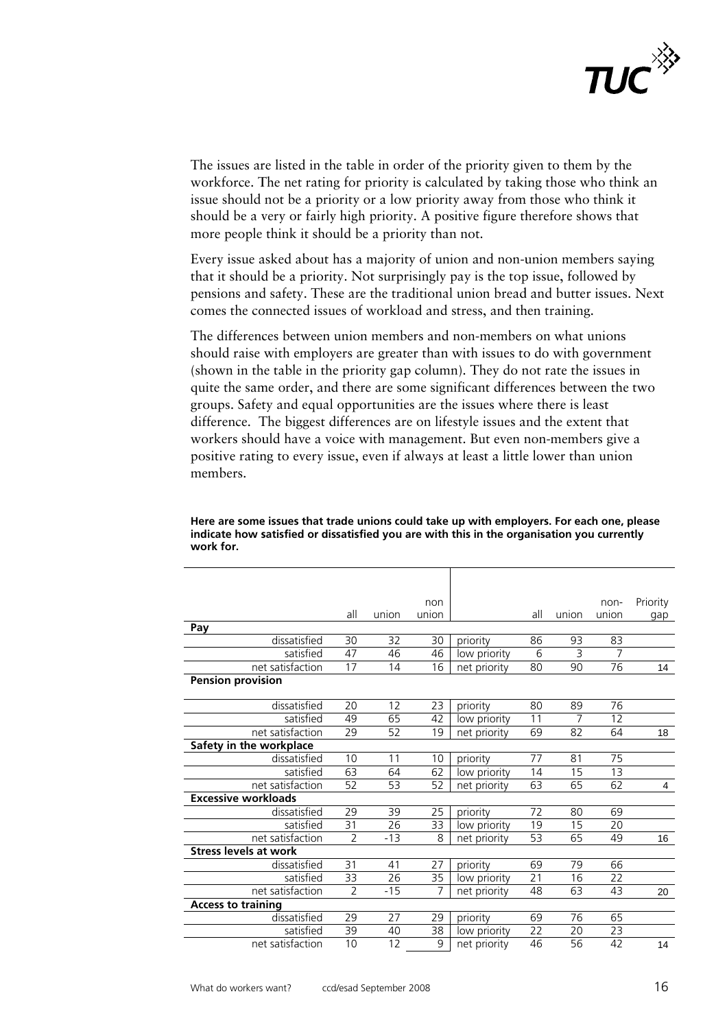The issues are listed in the table in order of the priority given to them by the workforce. The net rating for priority is calculated by taking those who think an issue should not be a priority or a low priority away from those who think it should be a very or fairly high priority. A positive figure therefore shows that more people think it should be a priority than not.

Every issue asked about has a majority of union and non-union members saying that it should be a priority. Not surprisingly pay is the top issue, followed by pensions and safety. These are the traditional union bread and butter issues. Next comes the connected issues of workload and stress, and then training.

The differences between union members and non-members on what unions should raise with employers are greater than with issues to do with government (shown in the table in the priority gap column). They do not rate the issues in quite the same order, and there are some significant differences between the two groups. Safety and equal opportunities are the issues where there is least difference. The biggest differences are on lifestyle issues and the extent that workers should have a voice with management. But even non-members give a positive rating to every issue, even if always at least a little lower than union members.

**Here are some issues that trade unions could take up with employers. For each one, please indicate how satisfied or dissatisfied you are with this in the organisation you currently work for.**

| | all | union | non union | | all | union | non-union | Priority gap |
|---|---|---|---|---|---|---|---|---|
| **Pay** | | | | | | | | |
| dissatisfied | 30 | 32 | 30 | priority | 86 | 93 | 83 | |
| satisfied | 47 | 46 | 46 | low priority | 6 | 3 | 7 | |
| net satisfaction | 17 | 14 | 16 | net priority | 80 | 90 | 76 | 14 |
| **Pension provision** | | | | | | | | |
| dissatisfied | 20 | 12 | 23 | priority | 80 | 89 | 76 | |
| satisfied | 49 | 65 | 42 | low priority | 11 | 7 | 12 | |
| net satisfaction | 29 | 52 | 19 | net priority | 69 | 82 | 64 | 18 |
| **Safety in the workplace** | | | | | | | | |
| dissatisfied | 10 | 11 | 10 | priority | 77 | 81 | 75 | |
| satisfied | 63 | 64 | 62 | low priority | 14 | 15 | 13 | |
| net satisfaction | 52 | 53 | 52 | net priority | 63 | 65 | 62 | 4 |
| **Excessive workloads** | | | | | | | | |
| dissatisfied | 29 | 39 | 25 | priority | 72 | 80 | 69 | |
| satisfied | 31 | 26 | 33 | low priority | 19 | 15 | 20 | |
| net satisfaction | 2 | -13 | 8 | net priority | 53 | 65 | 49 | 16 |
| **Stress levels at work** | | | | | | | | |
| dissatisfied | 31 | 41 | 27 | priority | 69 | 79 | 66 | |
| satisfied | 33 | 26 | 35 | low priority | 21 | 16 | 22 | |
| net satisfaction | 2 | -15 | 7 | net priority | 48 | 63 | 43 | 20 |
| **Access to training** | | | | | | | | |
| dissatisfied | 29 | 27 | 29 | priority | 69 | 76 | 65 | |
| satisfied | 39 | 40 | 38 | low priority | 22 | 20 | 23 | |
| net satisfaction | 10 | 12 | 9 | net priority | 46 | 56 | 42 | 14 |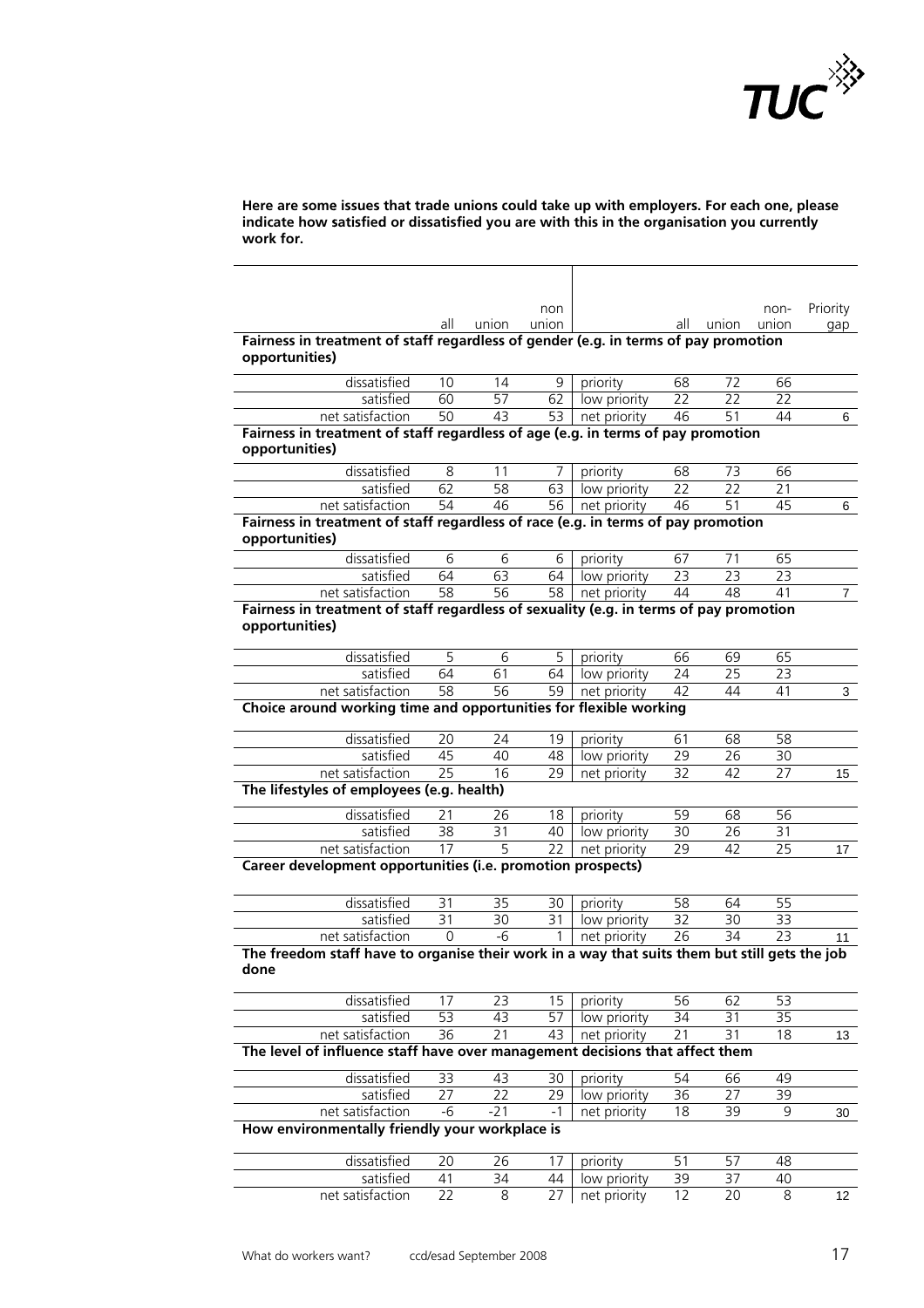**Here are some issues that trade unions could take up with employers. For each one, please indicate how satisfied or dissatisfied you are with this in the organisation you currently work for.**

| | all | union | non union | | all | union | non-union | Priority gap |
|---|---|---|---|---|---|---|---|---|
| **Fairness in treatment of staff regardless of gender (e.g. in terms of pay promotion opportunities)** | | | | | | | | |
| dissatisfied | 10 | 14 | 9 | priority | 68 | 72 | 66 | |
| satisfied | 60 | 57 | 62 | low priority | 22 | 22 | 22 | |
| net satisfaction | 50 | 43 | 53 | net priority | 46 | 51 | 44 | 6 |
| **Fairness in treatment of staff regardless of age (e.g. in terms of pay promotion opportunities)** | | | | | | | | |
| dissatisfied | 8 | 11 | 7 | priority | 68 | 73 | 66 | |
| satisfied | 62 | 58 | 63 | low priority | 22 | 22 | 21 | |
| net satisfaction | 54 | 46 | 56 | net priority | 46 | 51 | 45 | 6 |
| **Fairness in treatment of staff regardless of race (e.g. in terms of pay promotion opportunities)** | | | | | | | | |
| dissatisfied | 6 | 6 | 6 | priority | 67 | 71 | 65 | |
| satisfied | 64 | 63 | 64 | low priority | 23 | 23 | 23 | |
| net satisfaction | 58 | 56 | 58 | net priority | 44 | 48 | 41 | 7 |
| **Fairness in treatment of staff regardless of sexuality (e.g. in terms of pay promotion opportunities)** | | | | | | | | |
| dissatisfied | 5 | 6 | 5 | priority | 66 | 69 | 65 | |
| satisfied | 64 | 61 | 64 | low priority | 24 | 25 | 23 | |
| net satisfaction | 58 | 56 | 59 | net priority | 42 | 44 | 41 | 3 |
| **Choice around working time and opportunities for flexible working** | | | | | | | | |
| dissatisfied | 20 | 24 | 19 | priority | 61 | 68 | 58 | |
| satisfied | 45 | 40 | 48 | low priority | 29 | 26 | 30 | |
| net satisfaction | 25 | 16 | 29 | net priority | 32 | 42 | 27 | 15 |
| **The lifestyles of employees (e.g. health)** | | | | | | | | |
| dissatisfied | 21 | 26 | 18 | priority | 59 | 68 | 56 | |
| satisfied | 38 | 31 | 40 | low priority | 30 | 26 | 31 | |
| net satisfaction | 17 | 5 | 22 | net priority | 29 | 42 | 25 | 17 |
| **Career development opportunities (i.e. promotion prospects)** | | | | | | | | |
| dissatisfied | 31 | 35 | 30 | priority | 58 | 64 | 55 | |
| satisfied | 31 | 30 | 31 | low priority | 32 | 30 | 33 | |
| net satisfaction | 0 | -6 | 1 | net priority | 26 | 34 | 23 | 11 |
| **The freedom staff have to organise their work in a way that suits them but still gets the job done** | | | | | | | | |
| dissatisfied | 17 | 23 | 15 | priority | 56 | 62 | 53 | |
| satisfied | 53 | 43 | 57 | low priority | 34 | 31 | 35 | |
| net satisfaction | 36 | 21 | 43 | net priority | 21 | 31 | 18 | 13 |
| **The level of influence staff have over management decisions that affect them** | | | | | | | | |
| dissatisfied | 33 | 43 | 30 | priority | 54 | 66 | 49 | |
| satisfied | 27 | 22 | 29 | low priority | 36 | 27 | 39 | |
| net satisfaction | -6 | -21 | -1 | net priority | 18 | 39 | 9 | 30 |
| **How environmentally friendly your workplace is** | | | | | | | | |
| dissatisfied | 20 | 26 | 17 | priority | 51 | 57 | 48 | |
| satisfied | 41 | 34 | 44 | low priority | 39 | 37 | 40 | |
| net satisfaction | 22 | 8 | 27 | net priority | 12 | 20 | 8 | 12 |